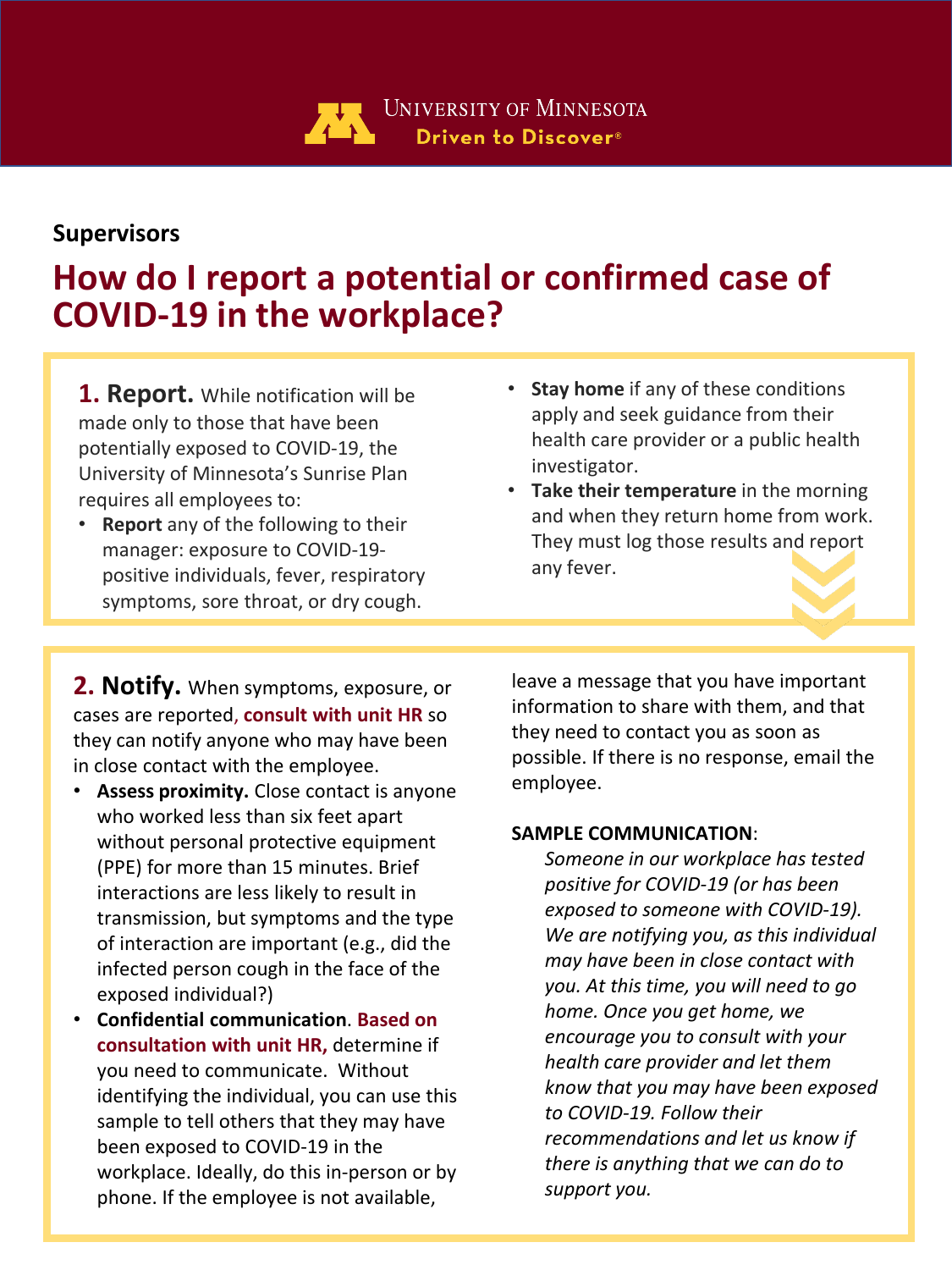University of Minnesota
Driven to Discover®

**Supervisors**

# How do I report a potential or confirmed case of COVID-19 in the workplace?

**1. Report.** While notification will be made only to those that have been potentially exposed to COVID-19, the University of Minnesota's Sunrise Plan requires all employees to:

- **Report** any of the following to their manager: exposure to COVID-19-positive individuals, fever, respiratory symptoms, sore throat, or dry cough.
- **Stay home** if any of these conditions apply and seek guidance from their health care provider or a public health investigator.
- **Take their temperature** in the morning and when they return home from work. They must log those results and report any fever.

**2. Notify.** When symptoms, exposure, or cases are reported, **consult with unit HR** so they can notify anyone who may have been in close contact with the employee.

- **Assess proximity.** Close contact is anyone who worked less than six feet apart without personal protective equipment (PPE) for more than 15 minutes. Brief interactions are less likely to result in transmission, but symptoms and the type of interaction are important (e.g., did the infected person cough in the face of the exposed individual?)
- **Confidential communication**. **Based on consultation with unit HR,** determine if you need to communicate. Without identifying the individual, you can use this sample to tell others that they may have been exposed to COVID-19 in the workplace. Ideally, do this in-person or by phone. If the employee is not available, leave a message that you have important information to share with them, and that they need to contact you as soon as possible. If there is no response, email the employee.

**SAMPLE COMMUNICATION**:

*Someone in our workplace has tested positive for COVID-19 (or has been exposed to someone with COVID-19). We are notifying you, as this individual may have been in close contact with you. At this time, you will need to go home. Once you get home, we encourage you to consult with your health care provider and let them know that you may have been exposed to COVID-19. Follow their recommendations and let us know if there is anything that we can do to support you.*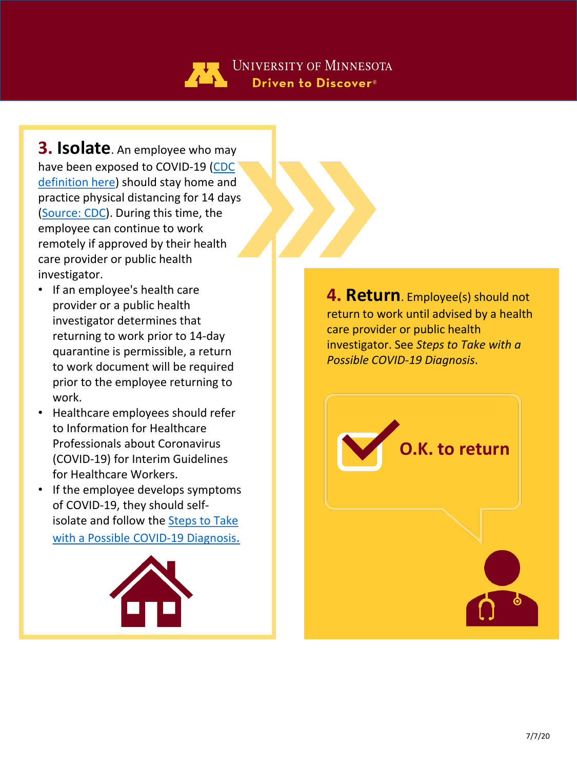University of Minnesota

Driven to Discover®

**3. Isolate**. An employee who may have been exposed to COVID-19 (CDC definition here) should stay home and practice physical distancing for 14 days (Source: CDC). During this time, the employee can continue to work remotely if approved by their health care provider or public health investigator.

- If an employee's health care provider or a public health investigator determines that returning to work prior to 14-day quarantine is permissible, a return to work document will be required prior to the employee returning to work.
- Healthcare employees should refer to Information for Healthcare Professionals about Coronavirus (COVID-19) for Interim Guidelines for Healthcare Workers.
- If the employee develops symptoms of COVID-19, they should self-isolate and follow the Steps to Take with a Possible COVID-19 Diagnosis.

**4. Return**. Employee(s) should not return to work until advised by a health care provider or public health investigator. See *Steps to Take with a Possible COVID-19 Diagnosis*.

O.K. to return

7/7/20